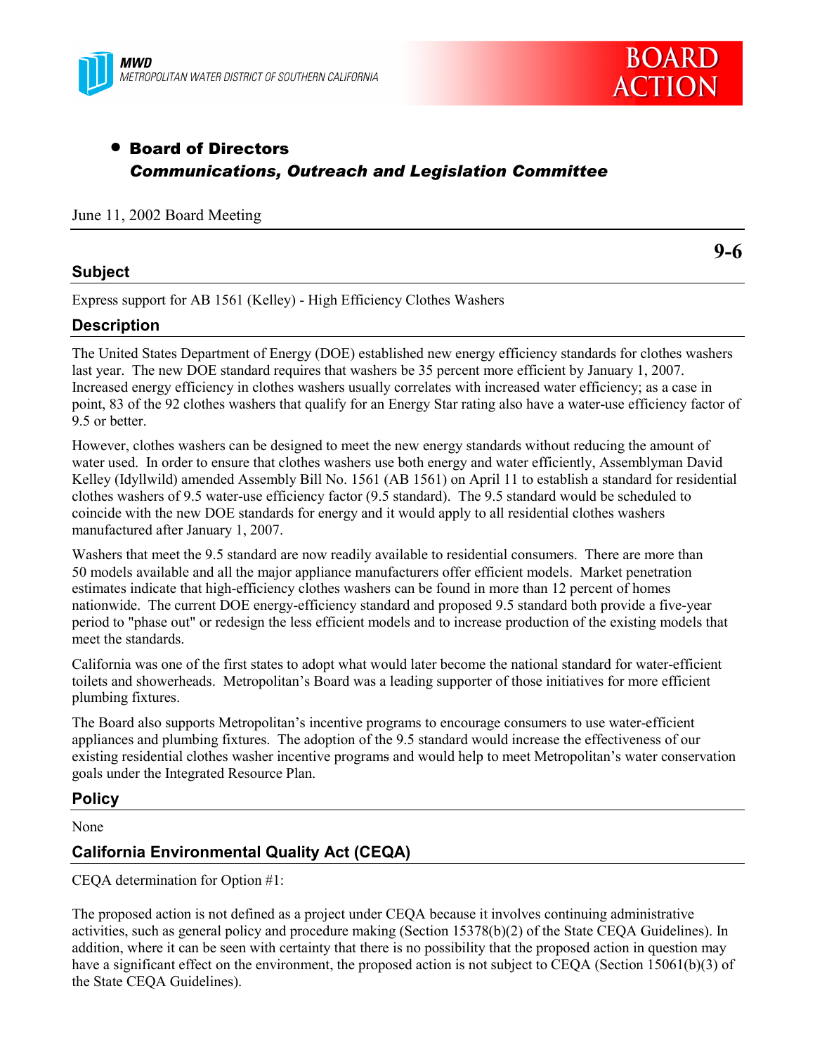MWD
METROPOLITAN WATER DISTRICT OF SOUTHERN CALIFORNIA

BOARD ACTION

- **Board of Directors**
  ***Communications, Outreach and Legislation Committee***

June 11, 2002 Board Meeting

**9-6**

## Subject

Express support for AB 1561 (Kelley) - High Efficiency Clothes Washers

## Description

The United States Department of Energy (DOE) established new energy efficiency standards for clothes washers last year. The new DOE standard requires that washers be 35 percent more efficient by January 1, 2007. Increased energy efficiency in clothes washers usually correlates with increased water efficiency; as a case in point, 83 of the 92 clothes washers that qualify for an Energy Star rating also have a water-use efficiency factor of 9.5 or better.

However, clothes washers can be designed to meet the new energy standards without reducing the amount of water used. In order to ensure that clothes washers use both energy and water efficiently, Assemblyman David Kelley (Idyllwild) amended Assembly Bill No. 1561 (AB 1561) on April 11 to establish a standard for residential clothes washers of 9.5 water-use efficiency factor (9.5 standard). The 9.5 standard would be scheduled to coincide with the new DOE standards for energy and it would apply to all residential clothes washers manufactured after January 1, 2007.

Washers that meet the 9.5 standard are now readily available to residential consumers. There are more than 50 models available and all the major appliance manufacturers offer efficient models. Market penetration estimates indicate that high-efficiency clothes washers can be found in more than 12 percent of homes nationwide. The current DOE energy-efficiency standard and proposed 9.5 standard both provide a five-year period to "phase out" or redesign the less efficient models and to increase production of the existing models that meet the standards.

California was one of the first states to adopt what would later become the national standard for water-efficient toilets and showerheads. Metropolitan's Board was a leading supporter of those initiatives for more efficient plumbing fixtures.

The Board also supports Metropolitan's incentive programs to encourage consumers to use water-efficient appliances and plumbing fixtures. The adoption of the 9.5 standard would increase the effectiveness of our existing residential clothes washer incentive programs and would help to meet Metropolitan's water conservation goals under the Integrated Resource Plan.

## Policy

None

## California Environmental Quality Act (CEQA)

CEQA determination for Option #1:

The proposed action is not defined as a project under CEQA because it involves continuing administrative activities, such as general policy and procedure making (Section 15378(b)(2) of the State CEQA Guidelines). In addition, where it can be seen with certainty that there is no possibility that the proposed action in question may have a significant effect on the environment, the proposed action is not subject to CEQA (Section 15061(b)(3) of the State CEQA Guidelines).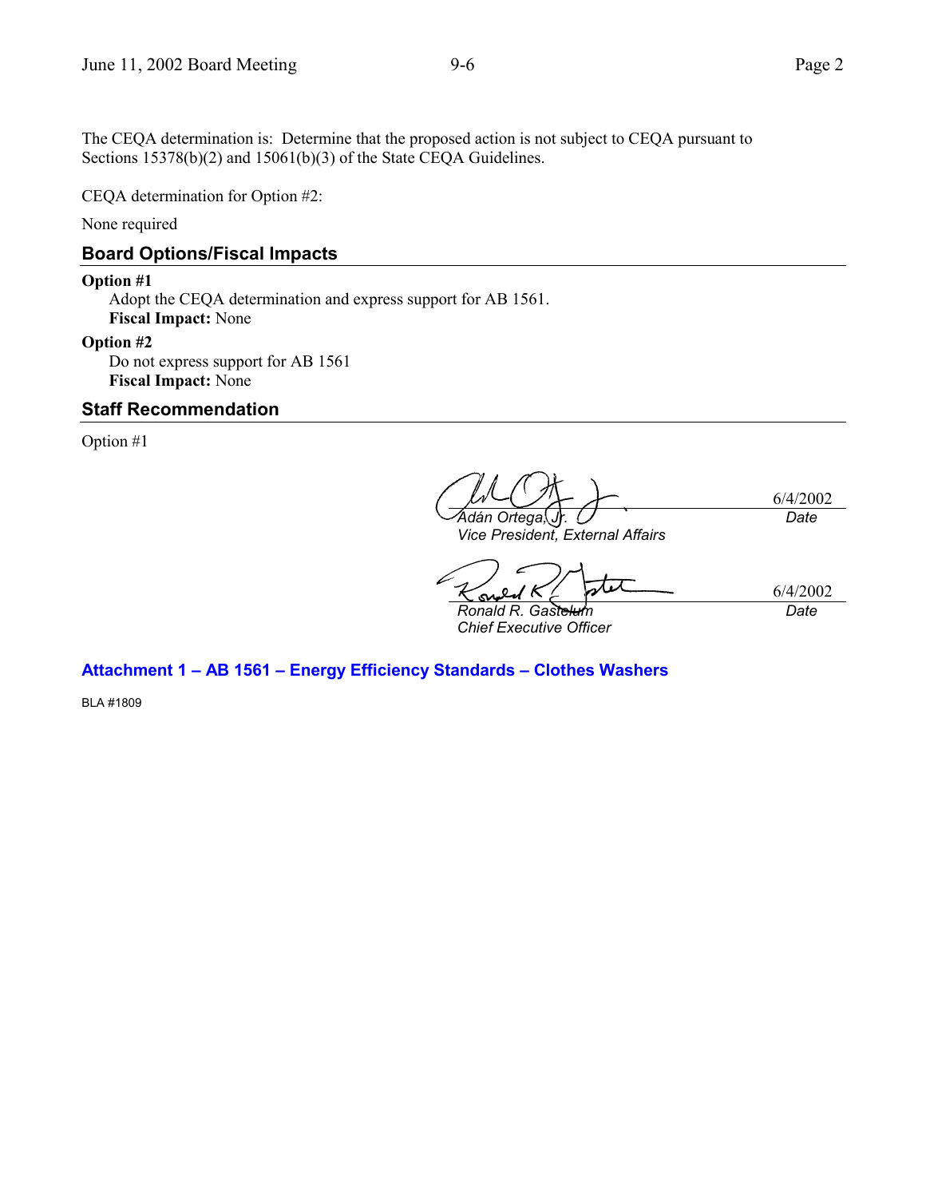The CEQA determination is: Determine that the proposed action is not subject to CEQA pursuant to Sections 15378(b)(2) and 15061(b)(3) of the State CEQA Guidelines.

CEQA determination for Option #2:

None required

## Board Options/Fiscal Impacts

**Option #1**

Adopt the CEQA determination and express support for AB 1561.
**Fiscal Impact:** None

**Option #2**

Do not express support for AB 1561
**Fiscal Impact:** None

## Staff Recommendation

Option #1

| | |
|---|---|
| *Adán Ortega, Jr.* | 6/4/2002 |
| *Vice President, External Affairs* | *Date* |

| | |
|---|---|
| *Ronald R. Gastelum* | 6/4/2002 |
| *Chief Executive Officer* | *Date* |

**Attachment 1 – AB 1561 – Energy Efficiency Standards – Clothes Washers**

BLA #1809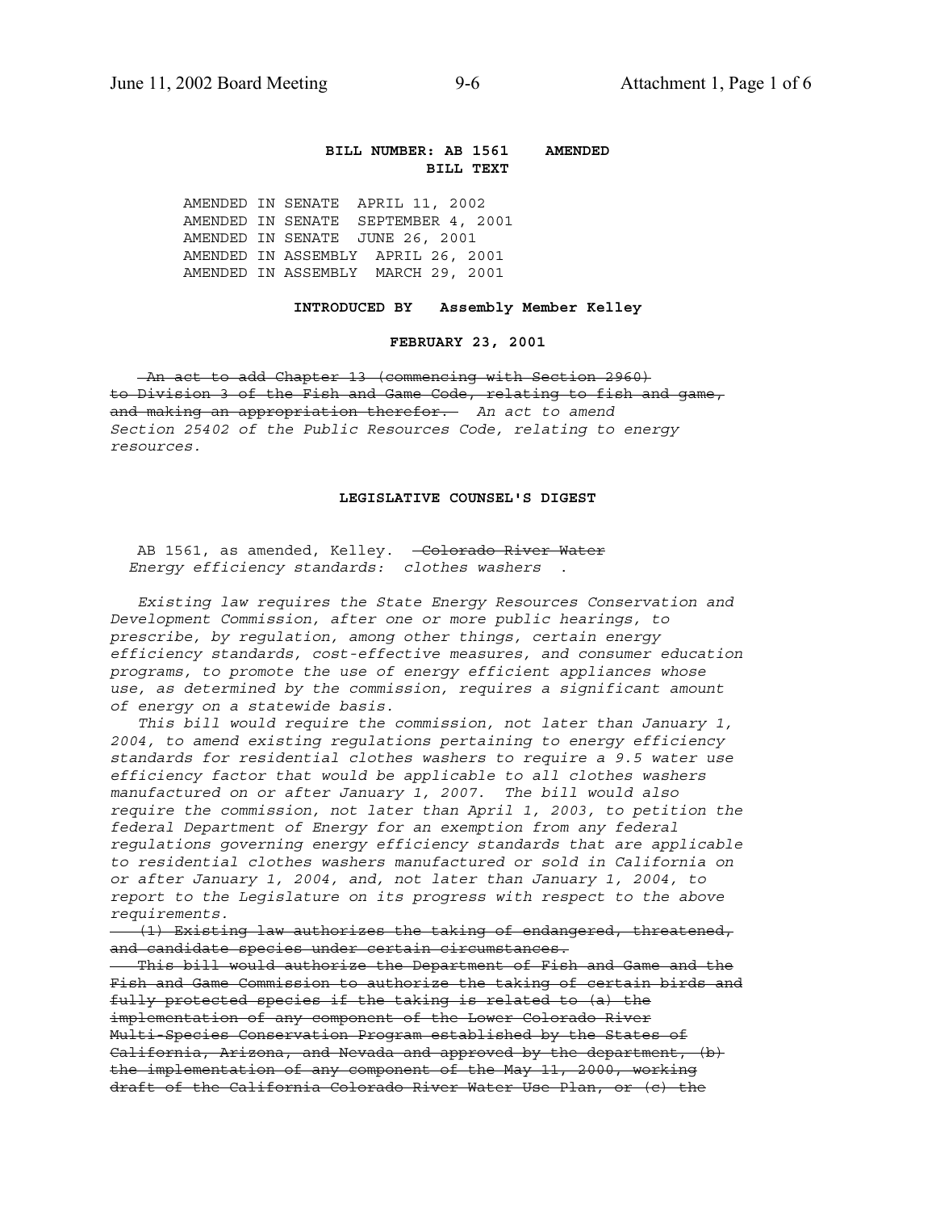**BILL NUMBER: AB 1561 AMENDED**
**BILL TEXT**

AMENDED IN SENATE APRIL 11, 2002
AMENDED IN SENATE SEPTEMBER 4, 2001
AMENDED IN SENATE JUNE 26, 2001
AMENDED IN ASSEMBLY APRIL 26, 2001
AMENDED IN ASSEMBLY MARCH 29, 2001

**INTRODUCED BY Assembly Member Kelley**

**FEBRUARY 23, 2001**

~~An act to add Chapter 13 (commencing with Section 2960) to Division 3 of the Fish and Game Code, relating to fish and game, and making an appropriation therefor.~~ *An act to amend Section 25402 of the Public Resources Code, relating to energy resources.*

**LEGISLATIVE COUNSEL'S DIGEST**

AB 1561, as amended, Kelley. ~~Colorado River Water~~ *Energy efficiency standards: clothes washers .*

*Existing law requires the State Energy Resources Conservation and Development Commission, after one or more public hearings, to prescribe, by regulation, among other things, certain energy efficiency standards, cost-effective measures, and consumer education programs, to promote the use of energy efficient appliances whose use, as determined by the commission, requires a significant amount of energy on a statewide basis.*

*This bill would require the commission, not later than January 1, 2004, to amend existing regulations pertaining to energy efficiency standards for residential clothes washers to require a 9.5 water use efficiency factor that would be applicable to all clothes washers manufactured on or after January 1, 2007. The bill would also require the commission, not later than April 1, 2003, to petition the federal Department of Energy for an exemption from any federal regulations governing energy efficiency standards that are applicable to residential clothes washers manufactured or sold in California on or after January 1, 2004, and, not later than January 1, 2004, to report to the Legislature on its progress with respect to the above requirements.*

~~(1) Existing law authorizes the taking of endangered, threatened, and candidate species under certain circumstances.~~

~~This bill would authorize the Department of Fish and Game and the Fish and Game Commission to authorize the taking of certain birds and fully protected species if the taking is related to (a) the implementation of any component of the Lower Colorado River Multi-Species Conservation Program established by the States of California, Arizona, and Nevada and approved by the department, (b) the implementation of any component of the May 11, 2000, working draft of the California Colorado River Water Use Plan, or (c) the~~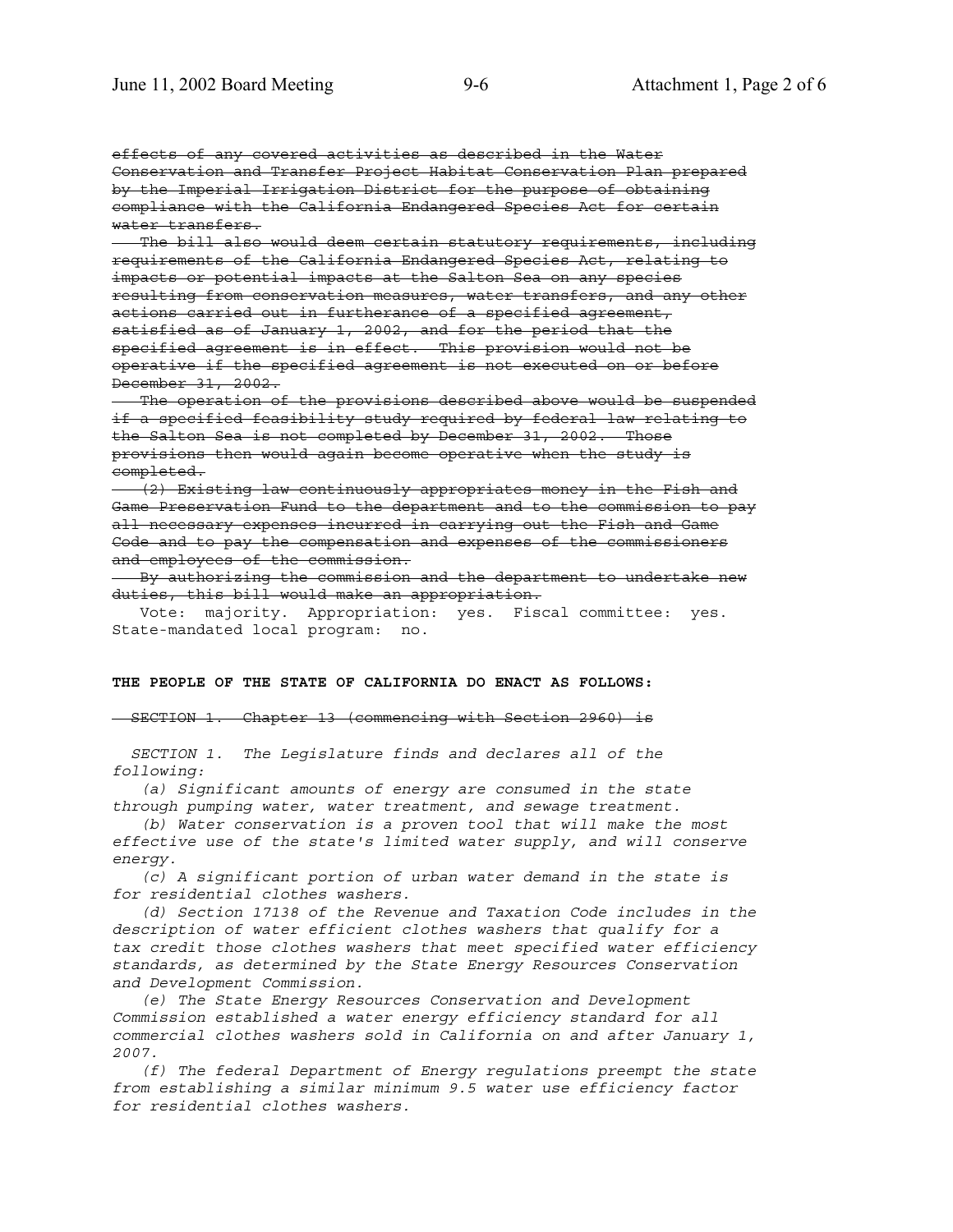~~effects of any covered activities as described in the Water Conservation and Transfer Project Habitat Conservation Plan prepared by the Imperial Irrigation District for the purpose of obtaining compliance with the California Endangered Species Act for certain water transfers.~~

~~The bill also would deem certain statutory requirements, including requirements of the California Endangered Species Act, relating to impacts or potential impacts at the Salton Sea on any species resulting from conservation measures, water transfers, and any other actions carried out in furtherance of a specified agreement, satisfied as of January 1, 2002, and for the period that the specified agreement is in effect. This provision would not be operative if the specified agreement is not executed on or before December 31, 2002.~~

~~The operation of the provisions described above would be suspended if a specified feasibility study required by federal law relating to the Salton Sea is not completed by December 31, 2002. Those provisions then would again become operative when the study is completed.~~

~~(2) Existing law continuously appropriates money in the Fish and Game Preservation Fund to the department and to the commission to pay all necessary expenses incurred in carrying out the Fish and Game Code and to pay the compensation and expenses of the commissioners and employees of the commission.~~

~~By authorizing the commission and the department to undertake new duties, this bill would make an appropriation.~~

Vote: majority. Appropriation: yes. Fiscal committee: yes. State-mandated local program: no.

**THE PEOPLE OF THE STATE OF CALIFORNIA DO ENACT AS FOLLOWS:**

~~SECTION 1. Chapter 13 (commencing with Section 2960) is~~

*SECTION 1. The Legislature finds and declares all of the following:*

*(a) Significant amounts of energy are consumed in the state through pumping water, water treatment, and sewage treatment.*

*(b) Water conservation is a proven tool that will make the most effective use of the state's limited water supply, and will conserve energy.*

*(c) A significant portion of urban water demand in the state is for residential clothes washers.*

*(d) Section 17138 of the Revenue and Taxation Code includes in the description of water efficient clothes washers that qualify for a tax credit those clothes washers that meet specified water efficiency standards, as determined by the State Energy Resources Conservation and Development Commission.*

*(e) The State Energy Resources Conservation and Development Commission established a water energy efficiency standard for all commercial clothes washers sold in California on and after January 1, 2007.*

*(f) The federal Department of Energy regulations preempt the state from establishing a similar minimum 9.5 water use efficiency factor for residential clothes washers.*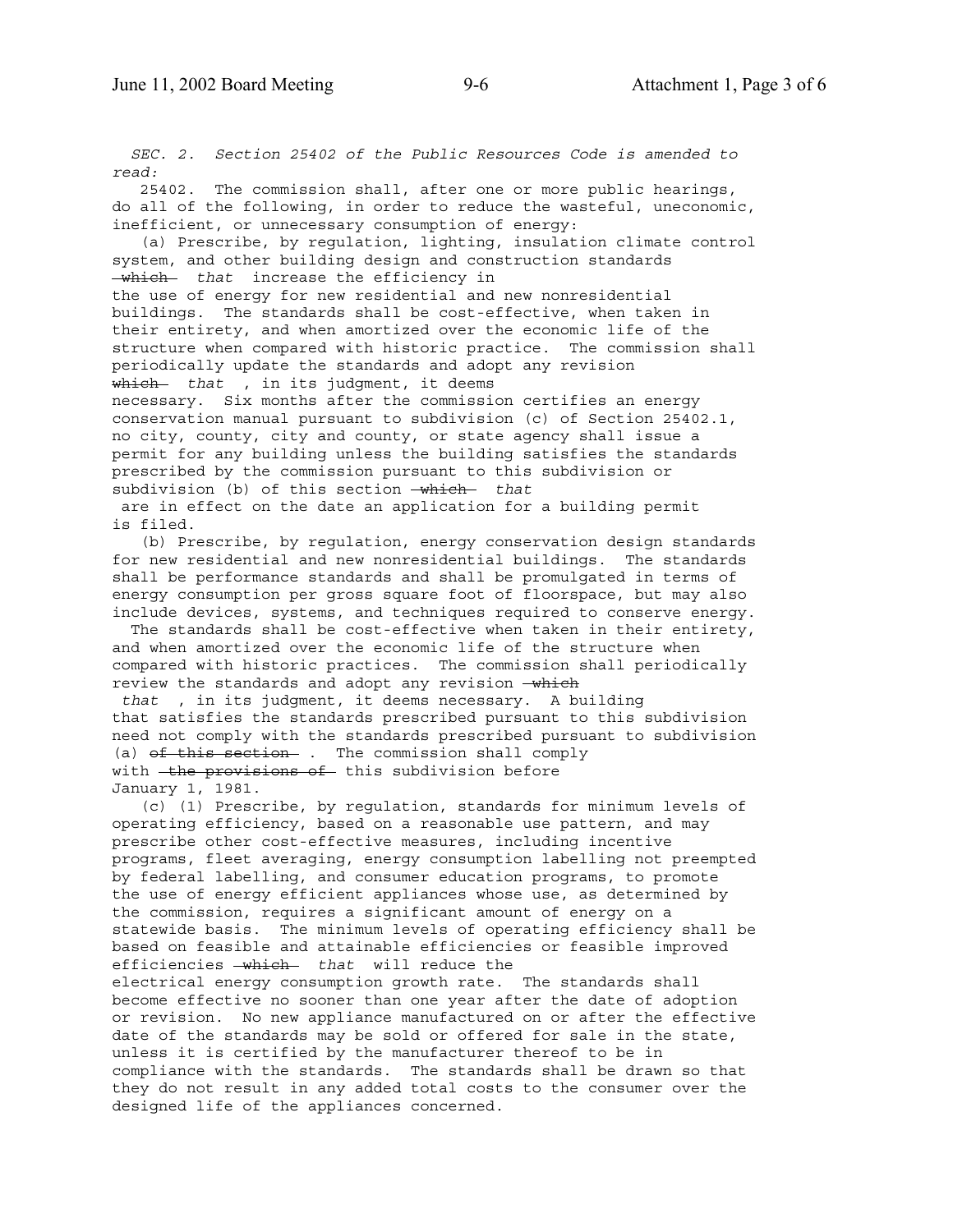*SEC. 2. Section 25402 of the Public Resources Code is amended to read:*

25402. The commission shall, after one or more public hearings, do all of the following, in order to reduce the wasteful, uneconomic, inefficient, or unnecessary consumption of energy:

(a) Prescribe, by regulation, lighting, insulation climate control system, and other building design and construction standards ~~which~~ *that* increase the efficiency in the use of energy for new residential and new nonresidential buildings. The standards shall be cost-effective, when taken in their entirety, and when amortized over the economic life of the structure when compared with historic practice. The commission shall periodically update the standards and adopt any revision ~~which~~ *that* , in its judgment, it deems necessary. Six months after the commission certifies an energy conservation manual pursuant to subdivision (c) of Section 25402.1, no city, county, city and county, or state agency shall issue a permit for any building unless the building satisfies the standards prescribed by the commission pursuant to this subdivision or subdivision (b) of this section ~~which~~ *that* are in effect on the date an application for a building permit is filed.

(b) Prescribe, by regulation, energy conservation design standards for new residential and new nonresidential buildings. The standards shall be performance standards and shall be promulgated in terms of energy consumption per gross square foot of floorspace, but may also include devices, systems, and techniques required to conserve energy. The standards shall be cost-effective when taken in their entirety, and when amortized over the economic life of the structure when compared with historic practices. The commission shall periodically review the standards and adopt any revision ~~which~~ *that* , in its judgment, it deems necessary. A building that satisfies the standards prescribed pursuant to this subdivision need not comply with the standards prescribed pursuant to subdivision (a) ~~of this section~~ . The commission shall comply with ~~the provisions of~~ this subdivision before January 1, 1981.

(c) (1) Prescribe, by regulation, standards for minimum levels of operating efficiency, based on a reasonable use pattern, and may prescribe other cost-effective measures, including incentive programs, fleet averaging, energy consumption labelling not preempted by federal labelling, and consumer education programs, to promote the use of energy efficient appliances whose use, as determined by the commission, requires a significant amount of energy on a statewide basis. The minimum levels of operating efficiency shall be based on feasible and attainable efficiencies or feasible improved efficiencies ~~which~~ *that* will reduce the electrical energy consumption growth rate. The standards shall become effective no sooner than one year after the date of adoption or revision. No new appliance manufactured on or after the effective date of the standards may be sold or offered for sale in the state, unless it is certified by the manufacturer thereof to be in compliance with the standards. The standards shall be drawn so that they do not result in any added total costs to the consumer over the designed life of the appliances concerned.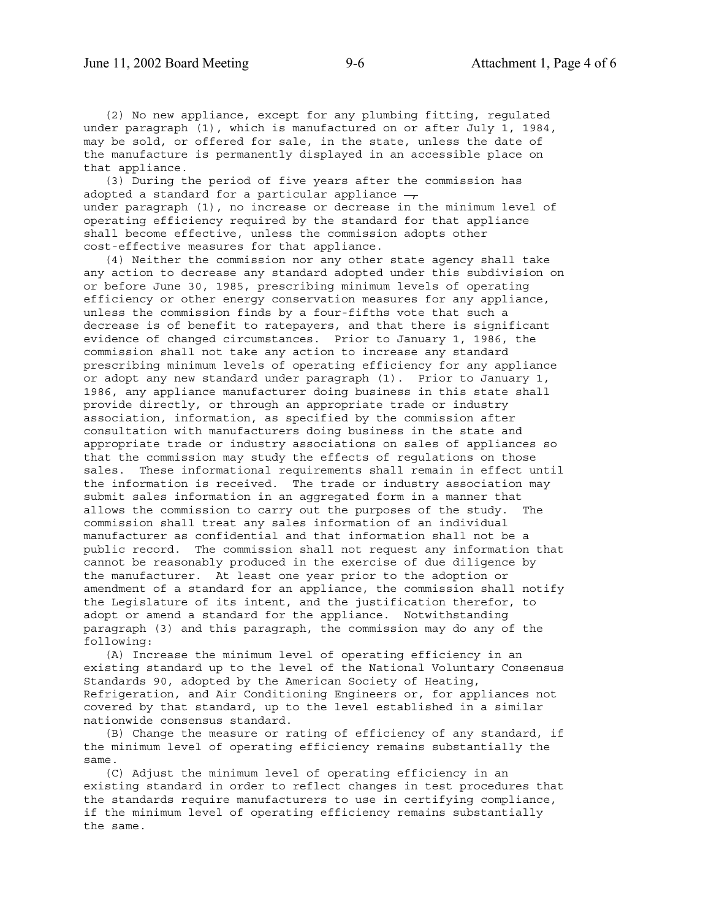(2) No new appliance, except for any plumbing fitting, regulated under paragraph (1), which is manufactured on or after July 1, 1984, may be sold, or offered for sale, in the state, unless the date of the manufacture is permanently displayed in an accessible place on that appliance.

(3) During the period of five years after the commission has adopted a standard for a particular appliance ~~,~~ under paragraph (1), no increase or decrease in the minimum level of operating efficiency required by the standard for that appliance shall become effective, unless the commission adopts other cost-effective measures for that appliance.

(4) Neither the commission nor any other state agency shall take any action to decrease any standard adopted under this subdivision on or before June 30, 1985, prescribing minimum levels of operating efficiency or other energy conservation measures for any appliance, unless the commission finds by a four-fifths vote that such a decrease is of benefit to ratepayers, and that there is significant evidence of changed circumstances. Prior to January 1, 1986, the commission shall not take any action to increase any standard prescribing minimum levels of operating efficiency for any appliance or adopt any new standard under paragraph (1). Prior to January 1, 1986, any appliance manufacturer doing business in this state shall provide directly, or through an appropriate trade or industry association, information, as specified by the commission after consultation with manufacturers doing business in the state and appropriate trade or industry associations on sales of appliances so that the commission may study the effects of regulations on those sales. These informational requirements shall remain in effect until the information is received. The trade or industry association may submit sales information in an aggregated form in a manner that allows the commission to carry out the purposes of the study. The commission shall treat any sales information of an individual manufacturer as confidential and that information shall not be a public record. The commission shall not request any information that cannot be reasonably produced in the exercise of due diligence by the manufacturer. At least one year prior to the adoption or amendment of a standard for an appliance, the commission shall notify the Legislature of its intent, and the justification therefor, to adopt or amend a standard for the appliance. Notwithstanding paragraph (3) and this paragraph, the commission may do any of the following:

(A) Increase the minimum level of operating efficiency in an existing standard up to the level of the National Voluntary Consensus Standards 90, adopted by the American Society of Heating, Refrigeration, and Air Conditioning Engineers or, for appliances not covered by that standard, up to the level established in a similar nationwide consensus standard.

(B) Change the measure or rating of efficiency of any standard, if the minimum level of operating efficiency remains substantially the same.

(C) Adjust the minimum level of operating efficiency in an existing standard in order to reflect changes in test procedures that the standards require manufacturers to use in certifying compliance, if the minimum level of operating efficiency remains substantially the same.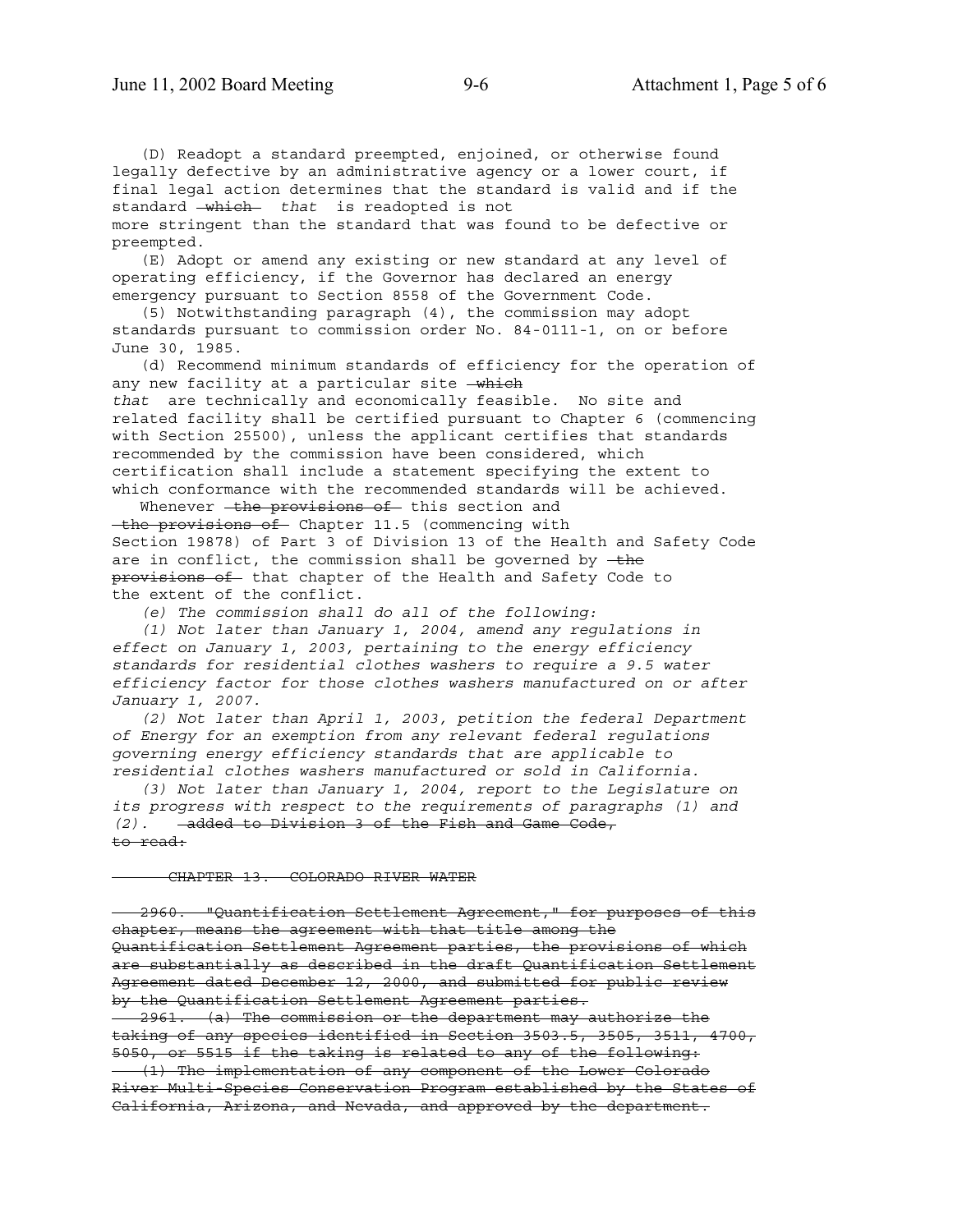(D) Readopt a standard preempted, enjoined, or otherwise found legally defective by an administrative agency or a lower court, if final legal action determines that the standard is valid and if the standard ~~which~~ *that* is readopted is not more stringent than the standard that was found to be defective or preempted.

(E) Adopt or amend any existing or new standard at any level of operating efficiency, if the Governor has declared an energy emergency pursuant to Section 8558 of the Government Code.

(5) Notwithstanding paragraph (4), the commission may adopt standards pursuant to commission order No. 84-0111-1, on or before June 30, 1985.

(d) Recommend minimum standards of efficiency for the operation of any new facility at a particular site ~~which~~ *that* are technically and economically feasible. No site and related facility shall be certified pursuant to Chapter 6 (commencing with Section 25500), unless the applicant certifies that standards recommended by the commission have been considered, which certification shall include a statement specifying the extent to which conformance with the recommended standards will be achieved.

Whenever ~~the provisions of~~ this section and ~~the provisions of~~ Chapter 11.5 (commencing with Section 19878) of Part 3 of Division 13 of the Health and Safety Code are in conflict, the commission shall be governed by ~~the provisions of~~ that chapter of the Health and Safety Code to the extent of the conflict.

*(e) The commission shall do all of the following:*

*(1) Not later than January 1, 2004, amend any regulations in effect on January 1, 2003, pertaining to the energy efficiency standards for residential clothes washers to require a 9.5 water efficiency factor for those clothes washers manufactured on or after January 1, 2007.*

*(2) Not later than April 1, 2003, petition the federal Department of Energy for an exemption from any relevant federal regulations governing energy efficiency standards that are applicable to residential clothes washers manufactured or sold in California.*

*(3) Not later than January 1, 2004, report to the Legislature on its progress with respect to the requirements of paragraphs (1) and (2).* ~~added to Division 3 of the Fish and Game Code, to read:~~

~~CHAPTER 13. COLORADO RIVER WATER~~

~~2960. "Quantification Settlement Agreement," for purposes of this chapter, means the agreement with that title among the Quantification Settlement Agreement parties, the provisions of which are substantially as described in the draft Quantification Settlement Agreement dated December 12, 2000, and submitted for public review by the Quantification Settlement Agreement parties.~~

~~2961. (a) The commission or the department may authorize the taking of any species identified in Section 3503.5, 3505, 3511, 4700, 5050, or 5515 if the taking is related to any of the following:~~

~~(1) The implementation of any component of the Lower Colorado River Multi-Species Conservation Program established by the States of California, Arizona, and Nevada, and approved by the department.~~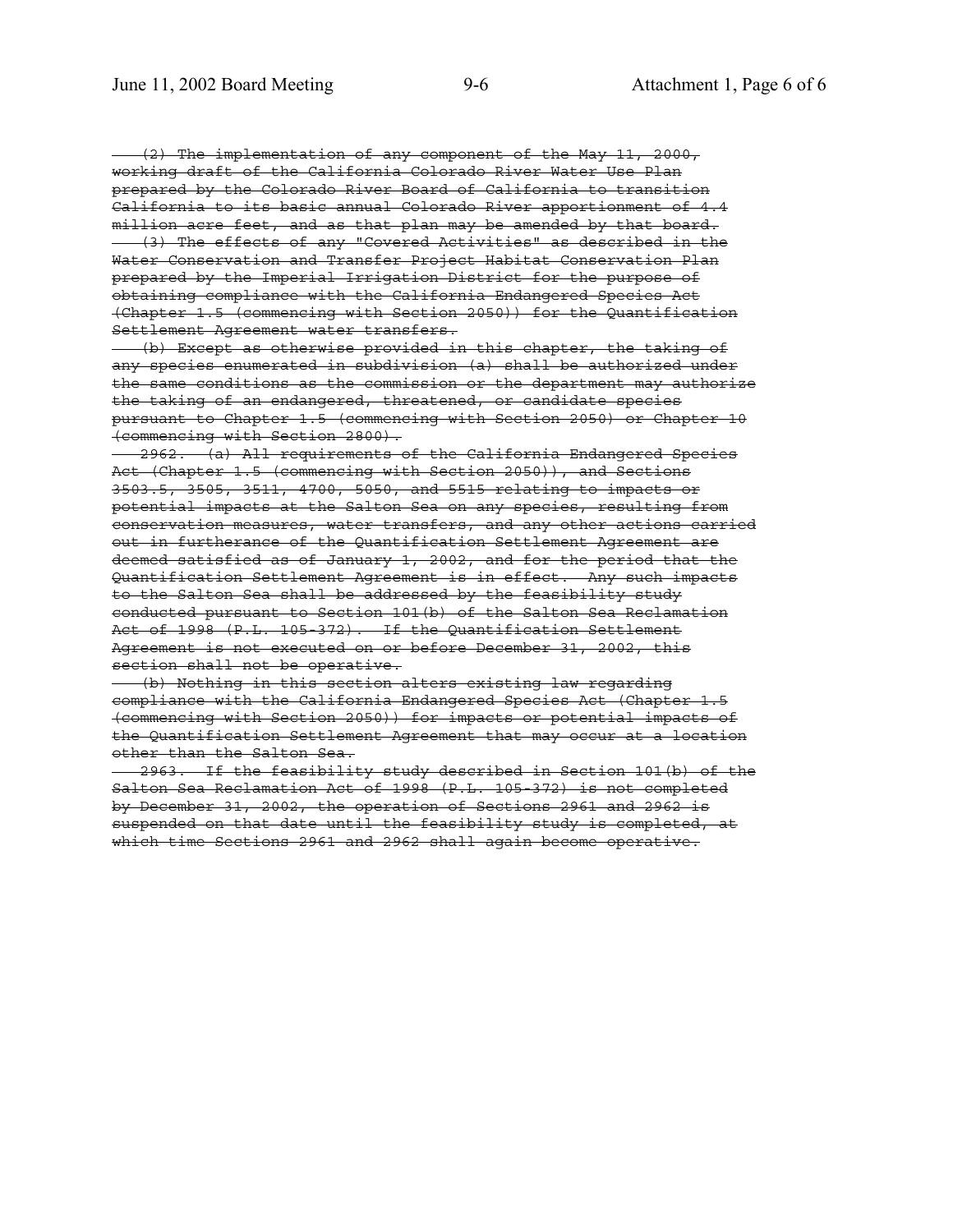~~(2) The implementation of any component of the May 11, 2000, working draft of the California Colorado River Water Use Plan prepared by the Colorado River Board of California to transition California to its basic annual Colorado River apportionment of 4.4 million acre feet, and as that plan may be amended by that board.~~

~~(3) The effects of any "Covered Activities" as described in the Water Conservation and Transfer Project Habitat Conservation Plan prepared by the Imperial Irrigation District for the purpose of obtaining compliance with the California Endangered Species Act (Chapter 1.5 (commencing with Section 2050)) for the Quantification Settlement Agreement water transfers.~~

~~(b) Except as otherwise provided in this chapter, the taking of any species enumerated in subdivision (a) shall be authorized under the same conditions as the commission or the department may authorize the taking of an endangered, threatened, or candidate species pursuant to Chapter 1.5 (commencing with Section 2050) or Chapter 10 (commencing with Section 2800).~~

~~2962. (a) All requirements of the California Endangered Species Act (Chapter 1.5 (commencing with Section 2050)), and Sections 3503.5, 3505, 3511, 4700, 5050, and 5515 relating to impacts or potential impacts at the Salton Sea on any species, resulting from conservation measures, water transfers, and any other actions carried out in furtherance of the Quantification Settlement Agreement are deemed satisfied as of January 1, 2002, and for the period that the Quantification Settlement Agreement is in effect. Any such impacts to the Salton Sea shall be addressed by the feasibility study conducted pursuant to Section 101(b) of the Salton Sea Reclamation Act of 1998 (P.L. 105-372). If the Quantification Settlement Agreement is not executed on or before December 31, 2002, this section shall not be operative.~~

~~(b) Nothing in this section alters existing law regarding compliance with the California Endangered Species Act (Chapter 1.5 (commencing with Section 2050)) for impacts or potential impacts of the Quantification Settlement Agreement that may occur at a location other than the Salton Sea.~~

~~2963. If the feasibility study described in Section 101(b) of the Salton Sea Reclamation Act of 1998 (P.L. 105-372) is not completed by December 31, 2002, the operation of Sections 2961 and 2962 is suspended on that date until the feasibility study is completed, at which time Sections 2961 and 2962 shall again become operative.~~